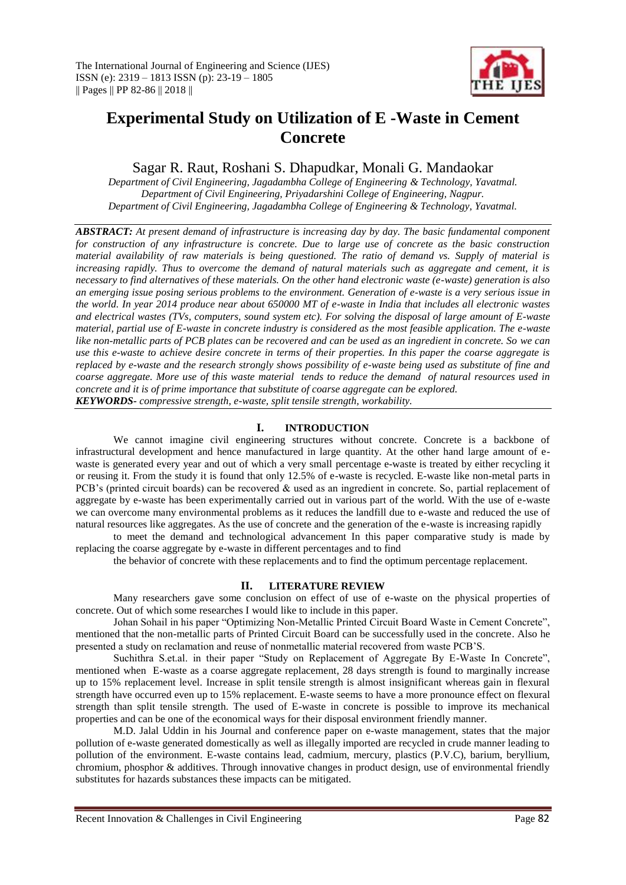# Experimental Study on Utilization of E -Waste in Cement Concrete

Sagar R. Raut, Roshani S. Dhapudkar, Monali G. Mandaokar

*Department of Civil Engineering, Jagadambha College of Engineering & Technology, Yavatmal.*
*Department of Civil Engineering, Priyadarshini College of Engineering, Nagpur.*
*Department of Civil Engineering, Jagadambha College of Engineering & Technology, Yavatmal.*

***ABSTRACT:*** *At present demand of infrastructure is increasing day by day. The basic fundamental component for construction of any infrastructure is concrete. Due to large use of concrete as the basic construction material availability of raw materials is being questioned. The ratio of demand vs. Supply of material is increasing rapidly. Thus to overcome the demand of natural materials such as aggregate and cement, it is necessary to find alternatives of these materials. On the other hand electronic waste (e-waste) generation is also an emerging issue posing serious problems to the environment. Generation of e-waste is a very serious issue in the world. In year 2014 produce near about 650000 MT of e-waste in India that includes all electronic wastes and electrical wastes (TVs, computers, sound system etc). For solving the disposal of large amount of E-waste material, partial use of E-waste in concrete industry is considered as the most feasible application. The e-waste like non-metallic parts of PCB plates can be recovered and can be used as an ingredient in concrete. So we can use this e-waste to achieve desire concrete in terms of their properties. In this paper the coarse aggregate is replaced by e-waste and the research strongly shows possibility of e-waste being used as substitute of fine and coarse aggregate. More use of this waste material tends to reduce the demand of natural resources used in concrete and it is of prime importance that substitute of coarse aggregate can be explored.*

***KEYWORDS-*** *compressive strength, e-waste, split tensile strength, workability.*

## I. INTRODUCTION

We cannot imagine civil engineering structures without concrete. Concrete is a backbone of infrastructural development and hence manufactured in large quantity. At the other hand large amount of e-waste is generated every year and out of which a very small percentage e-waste is treated by either recycling it or reusing it. From the study it is found that only 12.5% of e-waste is recycled. E-waste like non-metal parts in PCB's (printed circuit boards) can be recovered & used as an ingredient in concrete. So, partial replacement of aggregate by e-waste has been experimentally carried out in various part of the world. With the use of e-waste we can overcome many environmental problems as it reduces the landfill due to e-waste and reduced the use of natural resources like aggregates. As the use of concrete and the generation of the e-waste is increasing rapidly to meet the demand and technological advancement In this paper comparative study is made by replacing the coarse aggregate by e-waste in different percentages and to find the behavior of concrete with these replacements and to find the optimum percentage replacement.

## II. LITERATURE REVIEW

Many researchers gave some conclusion on effect of use of e-waste on the physical properties of concrete. Out of which some researches I would like to include in this paper.

Johan Sohail in his paper "Optimizing Non-Metallic Printed Circuit Board Waste in Cement Concrete", mentioned that the non-metallic parts of Printed Circuit Board can be successfully used in the concrete. Also he presented a study on reclamation and reuse of nonmetallic material recovered from waste PCB'S.

Suchithra S.et.al. in their paper "Study on Replacement of Aggregate By E-Waste In Concrete", mentioned when E-waste as a coarse aggregate replacement, 28 days strength is found to marginally increase up to 15% replacement level. Increase in split tensile strength is almost insignificant whereas gain in flexural strength have occurred even up to 15% replacement. E-waste seems to have a more pronounce effect on flexural strength than split tensile strength. The used of E-waste in concrete is possible to improve its mechanical properties and can be one of the economical ways for their disposal environment friendly manner.

M.D. Jalal Uddin in his Journal and conference paper on e-waste management, states that the major pollution of e-waste generated domestically as well as illegally imported are recycled in crude manner leading to pollution of the environment. E-waste contains lead, cadmium, mercury, plastics (P.V.C), barium, beryllium, chromium, phosphor & additives. Through innovative changes in product design, use of environmental friendly substitutes for hazards substances these impacts can be mitigated.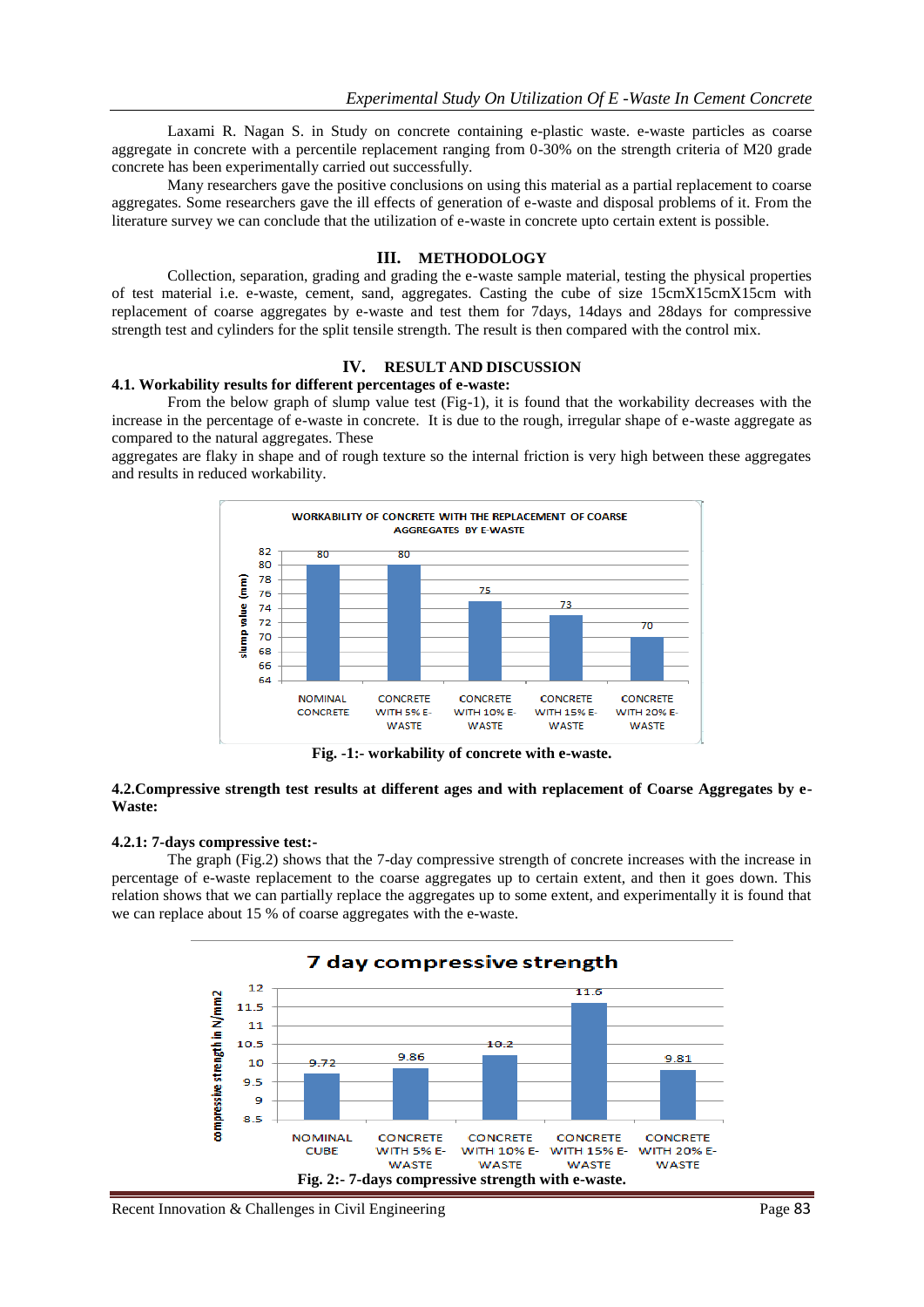Laxami R. Nagan S. in Study on concrete containing e-plastic waste. e-waste particles as coarse aggregate in concrete with a percentile replacement ranging from 0-30% on the strength criteria of M20 grade concrete has been experimentally carried out successfully.

Many researchers gave the positive conclusions on using this material as a partial replacement to coarse aggregates. Some researchers gave the ill effects of generation of e-waste and disposal problems of it. From the literature survey we can conclude that the utilization of e-waste in concrete upto certain extent is possible.

## III. METHODOLOGY

Collection, separation, grading and grading the e-waste sample material, testing the physical properties of test material i.e. e-waste, cement, sand, aggregates. Casting the cube of size 15cmX15cmX15cm with replacement of coarse aggregates by e-waste and test them for 7days, 14days and 28days for compressive strength test and cylinders for the split tensile strength. The result is then compared with the control mix.

## IV. RESULT AND DISCUSSION

### 4.1. Workability results for different percentages of e-waste:

From the below graph of slump value test (Fig-1), it is found that the workability decreases with the increase in the percentage of e-waste in concrete. It is due to the rough, irregular shape of e-waste aggregate as compared to the natural aggregates. These

aggregates are flaky in shape and of rough texture so the internal friction is very high between these aggregates and results in reduced workability.

WORKABILITY OF CONCRETE WITH THE REPLACEMENT OF COARSE AGGREGATES BY E-WASTE

| Mix | Slump value (mm) |
|---|---|
| NOMINAL CONCRETE | 80 |
| CONCRETE WITH 5% E-WASTE | 80 |
| CONCRETE WITH 10% E-WASTE | 75 |
| CONCRETE WITH 15% E-WASTE | 73 |
| CONCRETE WITH 20% E-WASTE | 70 |

**Fig. -1:- workability of concrete with e-waste.**

### 4.2.Compressive strength test results at different ages and with replacement of Coarse Aggregates by e-Waste:

#### 4.2.1: 7-days compressive test:-

The graph (Fig.2) shows that the 7-day compressive strength of concrete increases with the increase in percentage of e-waste replacement to the coarse aggregates up to certain extent, and then it goes down. This relation shows that we can partially replace the aggregates up to some extent, and experimentally it is found that we can replace about 15 % of coarse aggregates with the e-waste.

7 day compressive strength

| Mix | Compressive strength in N/mm2 |
|---|---|
| NOMINAL CUBE | 9.72 |
| CONCRETE WITH 5% E-WASTE | 9.86 |
| CONCRETE WITH 10% E-WASTE | 10.2 |
| CONCRETE WITH 15% E-WASTE | 11.6 |
| CONCRETE WITH 20% E-WASTE | 9.81 |

**Fig. 2:- 7-days compressive strength with e-waste.**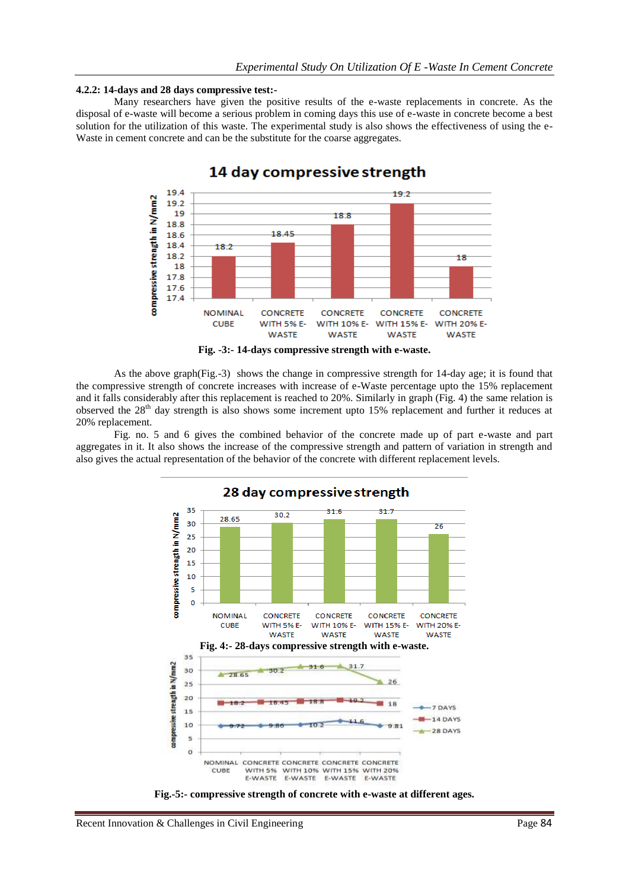#### 4.2.2: 14-days and 28 days compressive test:-

Many researchers have given the positive results of the e-waste replacements in concrete. As the disposal of e-waste will become a serious problem in coming days this use of e-waste in concrete become a best solution for the utilization of this waste. The experimental study is also shows the effectiveness of using the e-Waste in cement concrete and can be the substitute for the coarse aggregates.

**Fig. -3:- 14-days compressive strength with e-waste.**

As the above graph(Fig.-3) shows the change in compressive strength for 14-day age; it is found that the compressive strength of concrete increases with increase of e-Waste percentage upto the 15% replacement and it falls considerably after this replacement is reached to 20%. Similarly in graph (Fig. 4) the same relation is observed the 28th day strength is also shows some increment upto 15% replacement and further it reduces at 20% replacement.

Fig. no. 5 and 6 gives the combined behavior of the concrete made up of part e-waste and part aggregates in it. It also shows the increase of the compressive strength and pattern of variation in strength and also gives the actual representation of the behavior of the concrete with different replacement levels.

**Fig. 4:- 28-days compressive strength with e-waste.**

**Fig.-5:- compressive strength of concrete with e-waste at different ages.**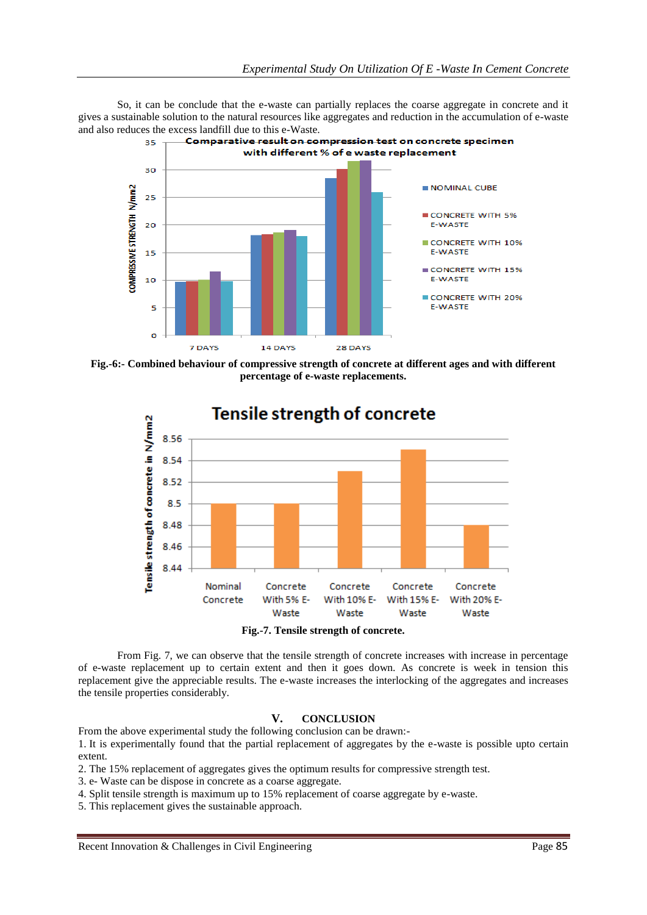So, it can be conclude that the e-waste can partially replaces the coarse aggregate in concrete and it gives a sustainable solution to the natural resources like aggregates and reduction in the accumulation of e-waste and also reduces the excess landfill due to this e-Waste.

**Fig.-6:- Combined behaviour of compressive strength of concrete at different ages and with different percentage of e-waste replacements.**

**Fig.-7. Tensile strength of concrete.**

From Fig. 7, we can observe that the tensile strength of concrete increases with increase in percentage of e-waste replacement up to certain extent and then it goes down. As concrete is week in tension this replacement give the appreciable results. The e-waste increases the interlocking of the aggregates and increases the tensile properties considerably.

## V. CONCLUSION

From the above experimental study the following conclusion can be drawn:-

1. It is experimentally found that the partial replacement of aggregates by the e-waste is possible upto certain extent.
2. The 15% replacement of aggregates gives the optimum results for compressive strength test.
3. e- Waste can be dispose in concrete as a coarse aggregate.
4. Split tensile strength is maximum up to 15% replacement of coarse aggregate by e-waste.
5. This replacement gives the sustainable approach.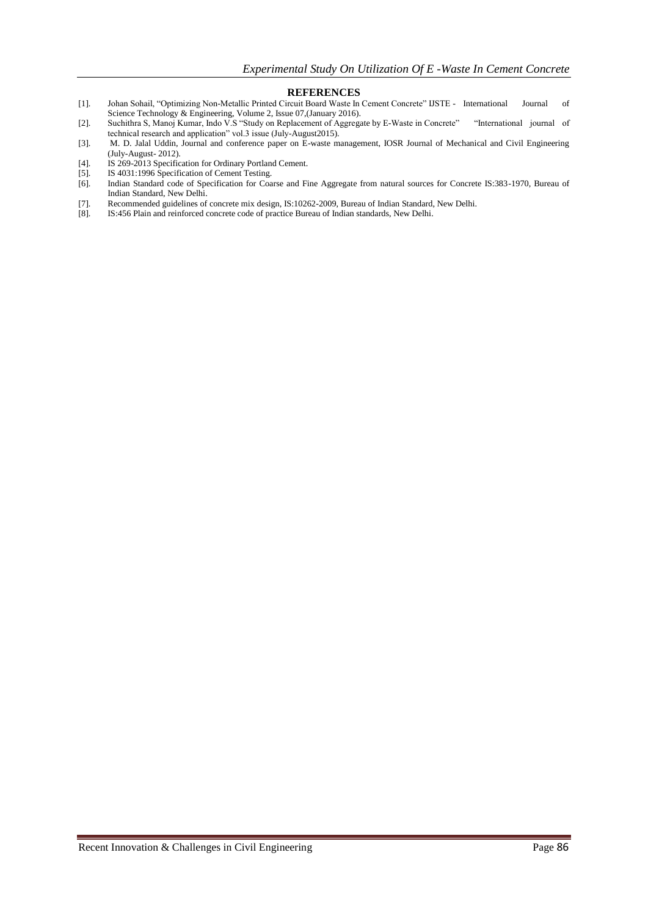## REFERENCES

[1]. Johan Sohail, "Optimizing Non-Metallic Printed Circuit Board Waste In Cement Concrete" IJSTE - International Journal of Science Technology & Engineering, Volume 2, Issue 07,(January 2016).

[2]. Suchithra S, Manoj Kumar, Indo V.S "Study on Replacement of Aggregate by E-Waste in Concrete" "International journal of technical research and application" vol.3 issue (July-August2015).

[3]. M. D. Jalal Uddin, Journal and conference paper on E-waste management, IOSR Journal of Mechanical and Civil Engineering (July-August- 2012).

[4]. IS 269-2013 Specification for Ordinary Portland Cement.

[5]. IS 4031:1996 Specification of Cement Testing.

[6]. Indian Standard code of Specification for Coarse and Fine Aggregate from natural sources for Concrete IS:383-1970, Bureau of Indian Standard, New Delhi.

[7]. Recommended guidelines of concrete mix design, IS:10262-2009, Bureau of Indian Standard, New Delhi.

[8]. IS:456 Plain and reinforced concrete code of practice Bureau of Indian standards, New Delhi.